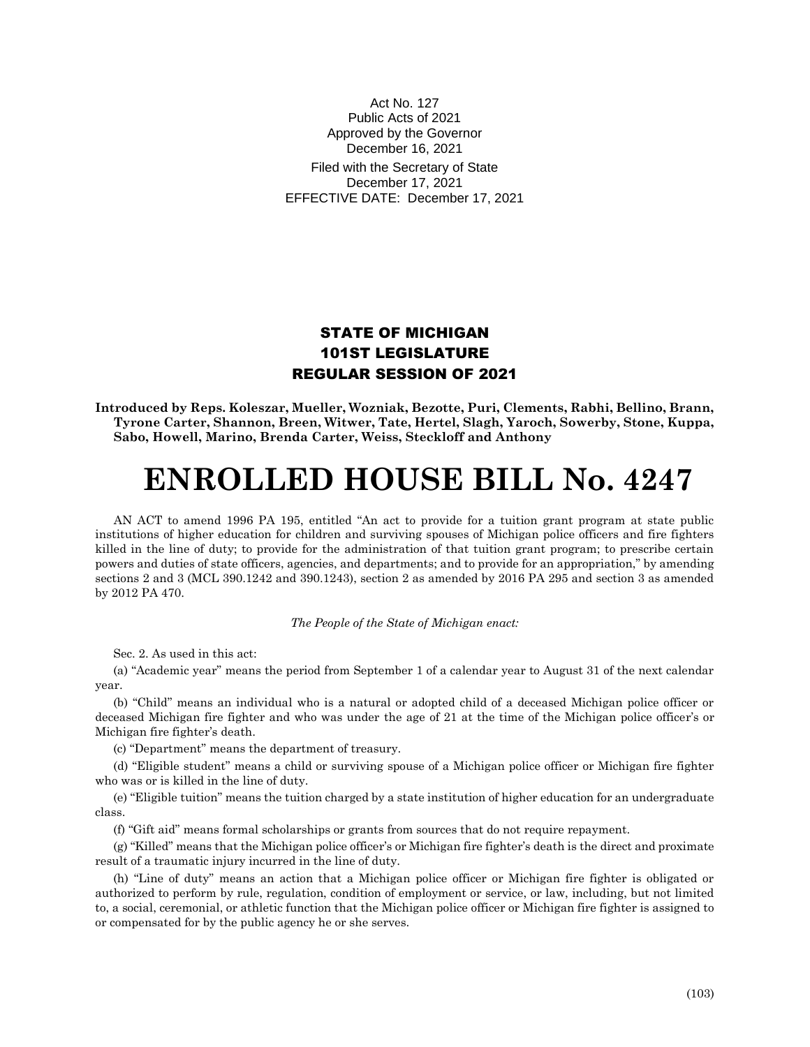Act No. 127
Public Acts of 2021
Approved by the Governor
December 16, 2021

Filed with the Secretary of State
December 17, 2021

EFFECTIVE DATE: December 17, 2021

## STATE OF MICHIGAN
## 101ST LEGISLATURE
## REGULAR SESSION OF 2021

**Introduced by Reps. Koleszar, Mueller, Wozniak, Bezotte, Puri, Clements, Rabhi, Bellino, Brann, Tyrone Carter, Shannon, Breen, Witwer, Tate, Hertel, Slagh, Yaroch, Sowerby, Stone, Kuppa, Sabo, Howell, Marino, Brenda Carter, Weiss, Steckloff and Anthony**

# ENROLLED HOUSE BILL No. 4247

AN ACT to amend 1996 PA 195, entitled "An act to provide for a tuition grant program at state public institutions of higher education for children and surviving spouses of Michigan police officers and fire fighters killed in the line of duty; to provide for the administration of that tuition grant program; to prescribe certain powers and duties of state officers, agencies, and departments; and to provide for an appropriation," by amending sections 2 and 3 (MCL 390.1242 and 390.1243), section 2 as amended by 2016 PA 295 and section 3 as amended by 2012 PA 470.

*The People of the State of Michigan enact:*

Sec. 2. As used in this act:

(a) "Academic year" means the period from September 1 of a calendar year to August 31 of the next calendar year.

(b) "Child" means an individual who is a natural or adopted child of a deceased Michigan police officer or deceased Michigan fire fighter and who was under the age of 21 at the time of the Michigan police officer's or Michigan fire fighter's death.

(c) "Department" means the department of treasury.

(d) "Eligible student" means a child or surviving spouse of a Michigan police officer or Michigan fire fighter who was or is killed in the line of duty.

(e) "Eligible tuition" means the tuition charged by a state institution of higher education for an undergraduate class.

(f) "Gift aid" means formal scholarships or grants from sources that do not require repayment.

(g) "Killed" means that the Michigan police officer's or Michigan fire fighter's death is the direct and proximate result of a traumatic injury incurred in the line of duty.

(h) "Line of duty" means an action that a Michigan police officer or Michigan fire fighter is obligated or authorized to perform by rule, regulation, condition of employment or service, or law, including, but not limited to, a social, ceremonial, or athletic function that the Michigan police officer or Michigan fire fighter is assigned to or compensated for by the public agency he or she serves.

(103)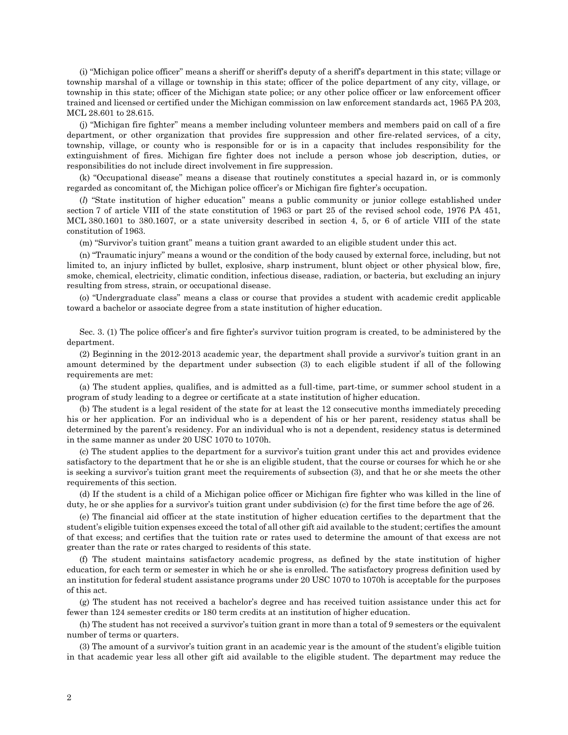(i) "Michigan police officer" means a sheriff or sheriff's deputy of a sheriff's department in this state; village or township marshal of a village or township in this state; officer of the police department of any city, village, or township in this state; officer of the Michigan state police; or any other police officer or law enforcement officer trained and licensed or certified under the Michigan commission on law enforcement standards act, 1965 PA 203, MCL 28.601 to 28.615.

(j) "Michigan fire fighter" means a member including volunteer members and members paid on call of a fire department, or other organization that provides fire suppression and other fire-related services, of a city, township, village, or county who is responsible for or is in a capacity that includes responsibility for the extinguishment of fires. Michigan fire fighter does not include a person whose job description, duties, or responsibilities do not include direct involvement in fire suppression.

(k) "Occupational disease" means a disease that routinely constitutes a special hazard in, or is commonly regarded as concomitant of, the Michigan police officer's or Michigan fire fighter's occupation.

(*l*) "State institution of higher education" means a public community or junior college established under section 7 of article VIII of the state constitution of 1963 or part 25 of the revised school code, 1976 PA 451, MCL 380.1601 to 380.1607, or a state university described in section 4, 5, or 6 of article VIII of the state constitution of 1963.

(m) "Survivor's tuition grant" means a tuition grant awarded to an eligible student under this act.

(n) "Traumatic injury" means a wound or the condition of the body caused by external force, including, but not limited to, an injury inflicted by bullet, explosive, sharp instrument, blunt object or other physical blow, fire, smoke, chemical, electricity, climatic condition, infectious disease, radiation, or bacteria, but excluding an injury resulting from stress, strain, or occupational disease.

(o) "Undergraduate class" means a class or course that provides a student with academic credit applicable toward a bachelor or associate degree from a state institution of higher education.

Sec. 3. (1) The police officer's and fire fighter's survivor tuition program is created, to be administered by the department.

(2) Beginning in the 2012-2013 academic year, the department shall provide a survivor's tuition grant in an amount determined by the department under subsection (3) to each eligible student if all of the following requirements are met:

(a) The student applies, qualifies, and is admitted as a full-time, part-time, or summer school student in a program of study leading to a degree or certificate at a state institution of higher education.

(b) The student is a legal resident of the state for at least the 12 consecutive months immediately preceding his or her application. For an individual who is a dependent of his or her parent, residency status shall be determined by the parent's residency. For an individual who is not a dependent, residency status is determined in the same manner as under 20 USC 1070 to 1070h.

(c) The student applies to the department for a survivor's tuition grant under this act and provides evidence satisfactory to the department that he or she is an eligible student, that the course or courses for which he or she is seeking a survivor's tuition grant meet the requirements of subsection (3), and that he or she meets the other requirements of this section.

(d) If the student is a child of a Michigan police officer or Michigan fire fighter who was killed in the line of duty, he or she applies for a survivor's tuition grant under subdivision (c) for the first time before the age of 26.

(e) The financial aid officer at the state institution of higher education certifies to the department that the student's eligible tuition expenses exceed the total of all other gift aid available to the student; certifies the amount of that excess; and certifies that the tuition rate or rates used to determine the amount of that excess are not greater than the rate or rates charged to residents of this state.

(f) The student maintains satisfactory academic progress, as defined by the state institution of higher education, for each term or semester in which he or she is enrolled. The satisfactory progress definition used by an institution for federal student assistance programs under 20 USC 1070 to 1070h is acceptable for the purposes of this act.

(g) The student has not received a bachelor's degree and has received tuition assistance under this act for fewer than 124 semester credits or 180 term credits at an institution of higher education.

(h) The student has not received a survivor's tuition grant in more than a total of 9 semesters or the equivalent number of terms or quarters.

(3) The amount of a survivor's tuition grant in an academic year is the amount of the student's eligible tuition in that academic year less all other gift aid available to the eligible student. The department may reduce the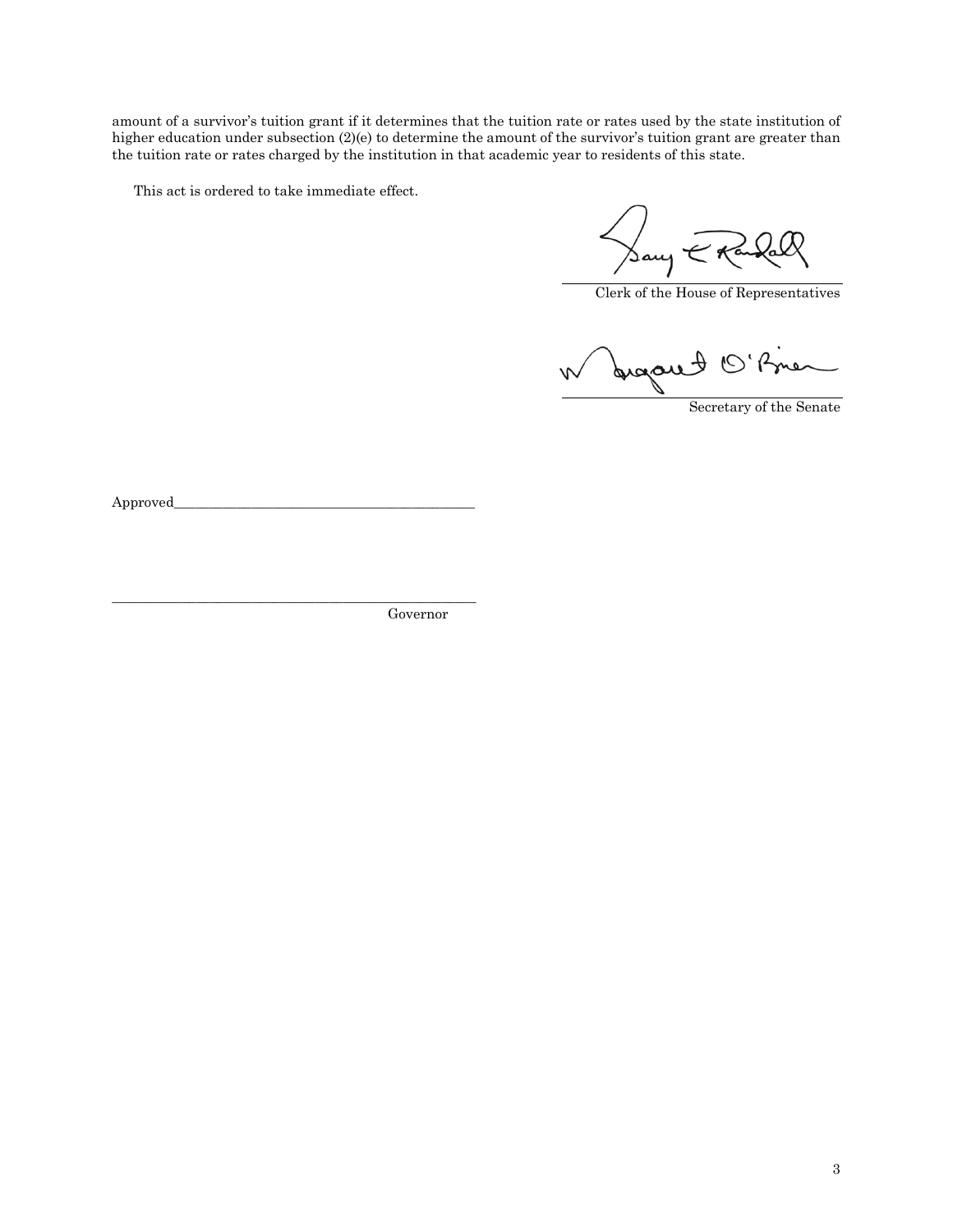amount of a survivor's tuition grant if it determines that the tuition rate or rates used by the state institution of higher education under subsection (2)(e) to determine the amount of the survivor's tuition grant are greater than the tuition rate or rates charged by the institution in that academic year to residents of this state.

This act is ordered to take immediate effect.

Clerk of the House of Representatives

Secretary of the Senate

Approved\_\_\_\_\_\_\_\_\_\_\_\_\_\_\_\_\_\_\_\_\_\_\_\_\_\_\_\_\_\_\_\_\_\_\_\_\_\_\_\_\_\_\_\_

\_\_\_\_\_\_\_\_\_\_\_\_\_\_\_\_\_\_\_\_\_\_\_\_\_\_\_\_\_\_\_\_\_\_\_\_\_\_\_\_\_\_\_\_\_\_\_\_\_\_\_\_\_\_

Governor